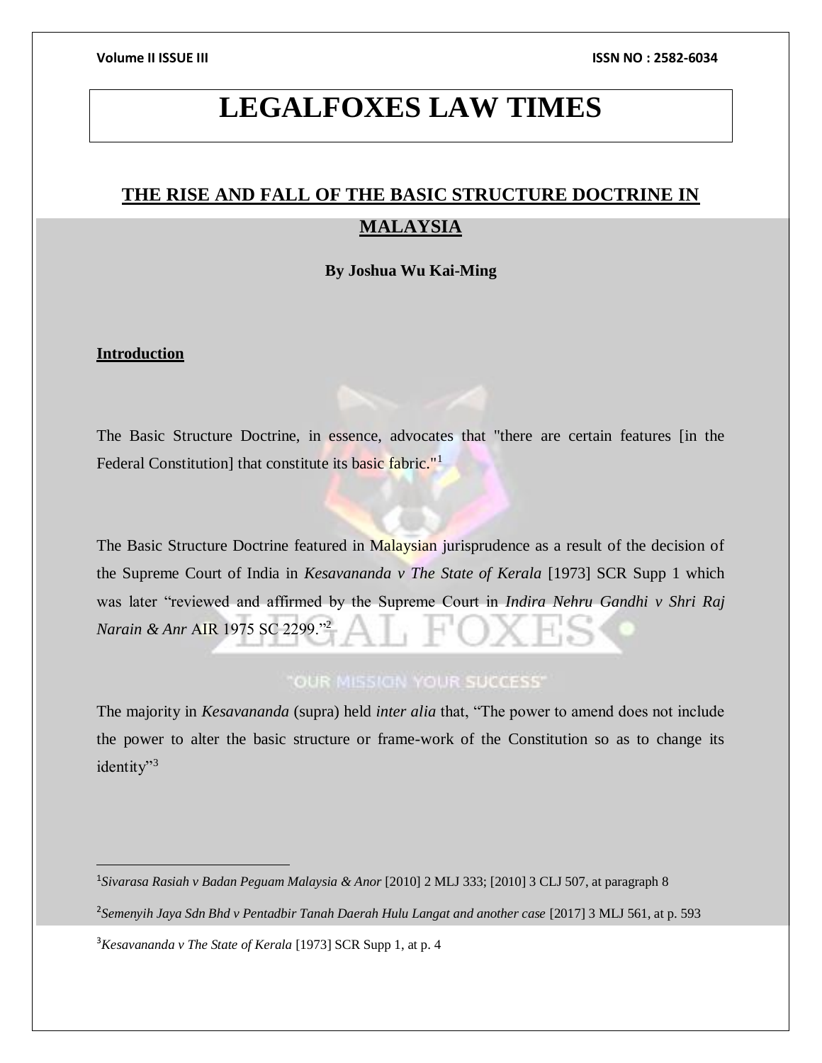# LEGALFOXES LAW TIMES

## THE RISE AND FALL OF THE BASIC STRUCTURE DOCTRINE IN MALAYSIA

**By Joshua Wu Kai-Ming**

### Introduction

The Basic Structure Doctrine, in essence, advocates that "there are certain features [in the Federal Constitution] that constitute its basic fabric."[1]

The Basic Structure Doctrine featured in Malaysian jurisprudence as a result of the decision of the Supreme Court of India in *Kesavananda v The State of Kerala* [1973] SCR Supp 1 which was later "reviewed and affirmed by the Supreme Court in *Indira Nehru Gandhi v Shri Raj Narain & Anr* AIR 1975 SC 2299."[2]

The majority in *Kesavananda* (supra) held *inter alia* that, "The power to amend does not include the power to alter the basic structure or frame-work of the Constitution so as to change its identity"[3]

---

[1] *Sivarasa Rasiah v Badan Peguam Malaysia & Anor* [2010] 2 MLJ 333; [2010] 3 CLJ 507, at paragraph 8

[2] *Semenyih Jaya Sdn Bhd v Pentadbir Tanah Daerah Hulu Langat and another case* [2017] 3 MLJ 561, at p. 593

[3] *Kesavananda v The State of Kerala* [1973] SCR Supp 1, at p. 4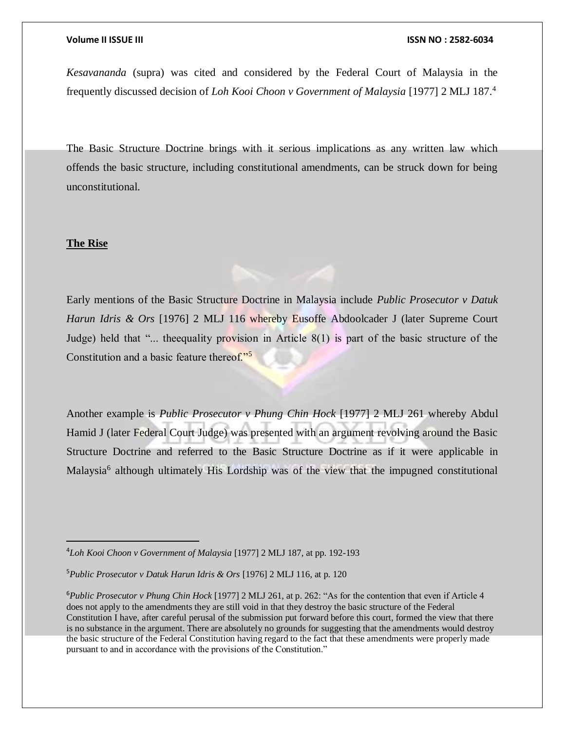*Kesavananda* (supra) was cited and considered by the Federal Court of Malaysia in the frequently discussed decision of *Loh Kooi Choon v Government of Malaysia* [1977] 2 MLJ 187.[4]

The Basic Structure Doctrine brings with it serious implications as any written law which offends the basic structure, including constitutional amendments, can be struck down for being unconstitutional.

**The Rise**

Early mentions of the Basic Structure Doctrine in Malaysia include *Public Prosecutor v Datuk Harun Idris & Ors* [1976] 2 MLJ 116 whereby Eusoffe Abdoolcader J (later Supreme Court Judge) held that "... theequality provision in Article 8(1) is part of the basic structure of the Constitution and a basic feature thereof."[5]

Another example is *Public Prosecutor v Phung Chin Hock* [1977] 2 MLJ 261 whereby Abdul Hamid J (later Federal Court Judge) was presented with an argument revolving around the Basic Structure Doctrine and referred to the Basic Structure Doctrine as if it were applicable in Malaysia[6] although ultimately His Lordship was of the view that the impugned constitutional

---

[4] *Loh Kooi Choon v Government of Malaysia* [1977] 2 MLJ 187, at pp. 192-193

[5] *Public Prosecutor v Datuk Harun Idris & Ors* [1976] 2 MLJ 116, at p. 120

[6] *Public Prosecutor v Phung Chin Hock* [1977] 2 MLJ 261, at p. 262: "As for the contention that even if Article 4 does not apply to the amendments they are still void in that they destroy the basic structure of the Federal Constitution I have, after careful perusal of the submission put forward before this court, formed the view that there is no substance in the argument. There are absolutely no grounds for suggesting that the amendments would destroy the basic structure of the Federal Constitution having regard to the fact that these amendments were properly made pursuant to and in accordance with the provisions of the Constitution."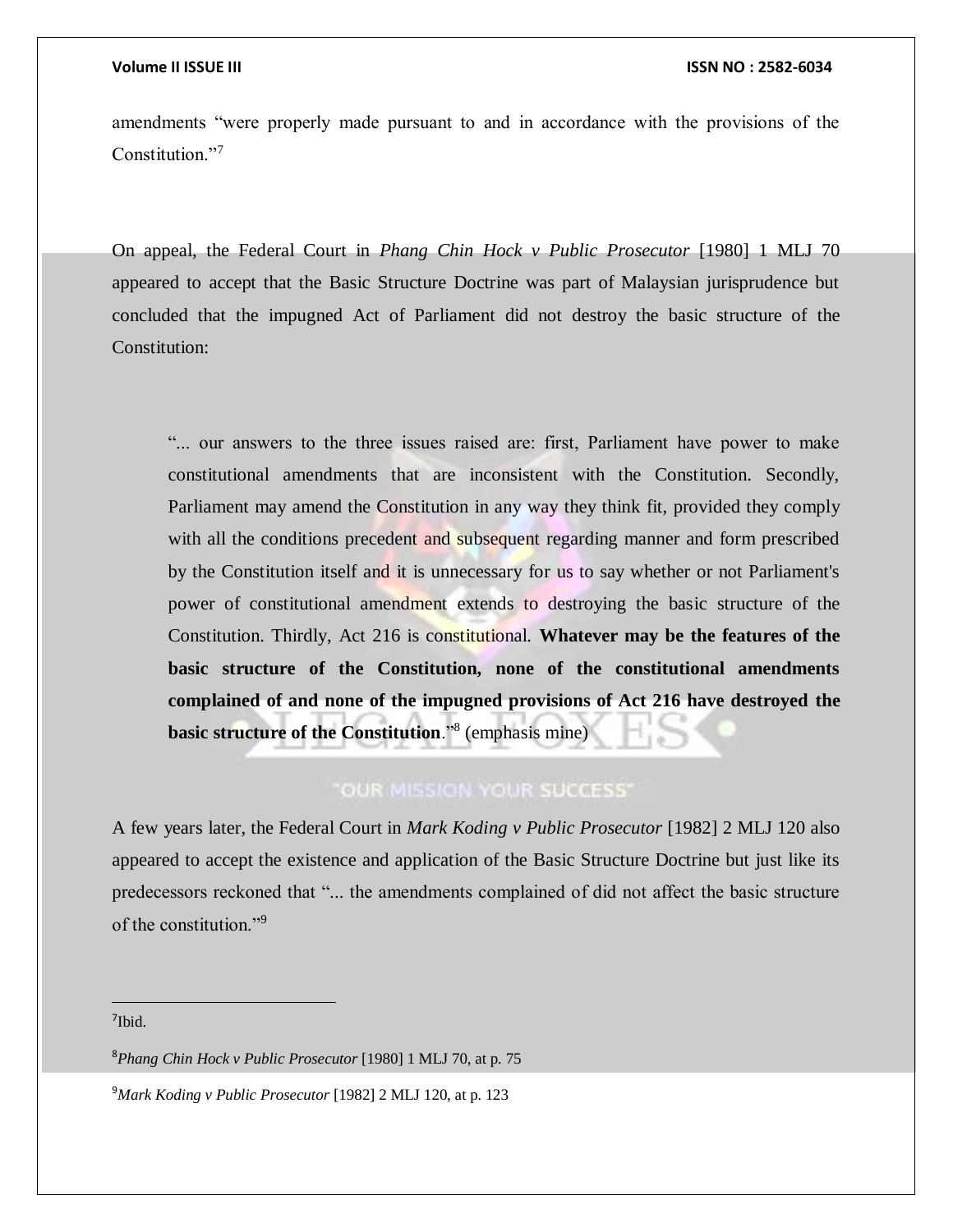amendments "were properly made pursuant to and in accordance with the provisions of the Constitution."[7]

On appeal, the Federal Court in *Phang Chin Hock v Public Prosecutor* [1980] 1 MLJ 70 appeared to accept that the Basic Structure Doctrine was part of Malaysian jurisprudence but concluded that the impugned Act of Parliament did not destroy the basic structure of the Constitution:

> "... our answers to the three issues raised are: first, Parliament have power to make constitutional amendments that are inconsistent with the Constitution. Secondly, Parliament may amend the Constitution in any way they think fit, provided they comply with all the conditions precedent and subsequent regarding manner and form prescribed by the Constitution itself and it is unnecessary for us to say whether or not Parliament's power of constitutional amendment extends to destroying the basic structure of the Constitution. Thirdly, Act 216 is constitutional. **Whatever may be the features of the basic structure of the Constitution, none of the constitutional amendments complained of and none of the impugned provisions of Act 216 have destroyed the basic structure of the Constitution**."[8] (emphasis mine)

A few years later, the Federal Court in *Mark Koding v Public Prosecutor* [1982] 2 MLJ 120 also appeared to accept the existence and application of the Basic Structure Doctrine but just like its predecessors reckoned that "... the amendments complained of did not affect the basic structure of the constitution."[9]

---

[7] Ibid.

[8] *Phang Chin Hock v Public Prosecutor* [1980] 1 MLJ 70, at p. 75

[9] *Mark Koding v Public Prosecutor* [1982] 2 MLJ 120, at p. 123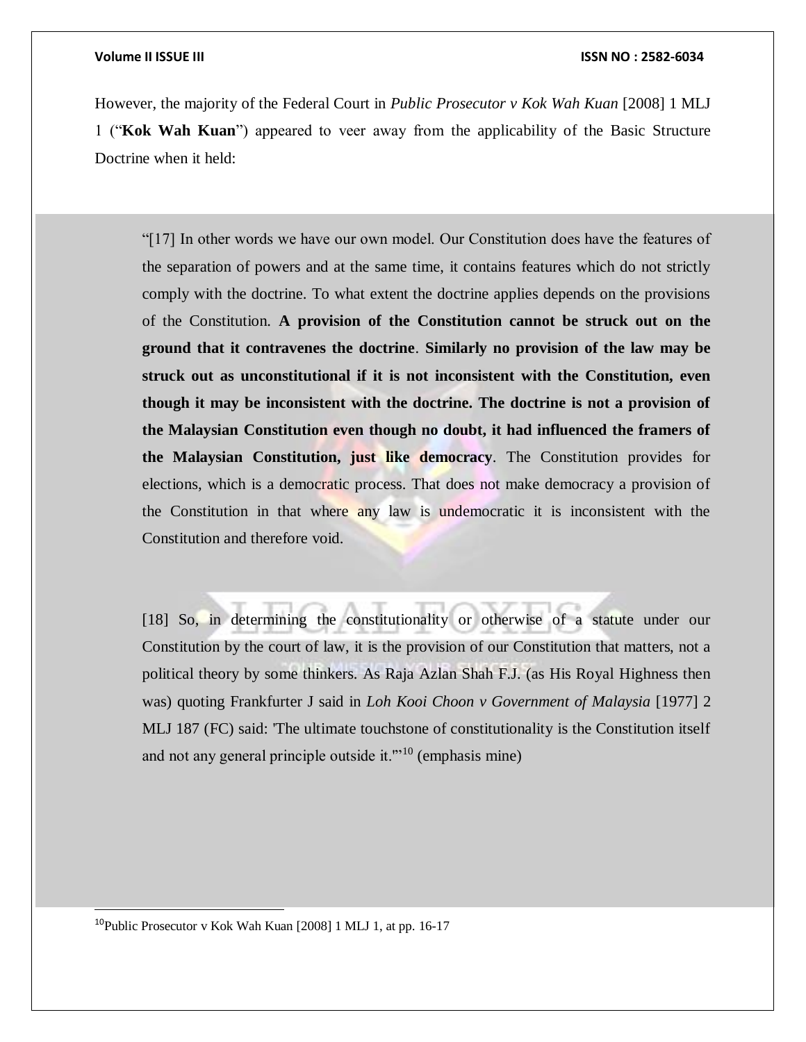However, the majority of the Federal Court in *Public Prosecutor v Kok Wah Kuan* [2008] 1 MLJ 1 ("**Kok Wah Kuan**") appeared to veer away from the applicability of the Basic Structure Doctrine when it held:

> "[17] In other words we have our own model. Our Constitution does have the features of the separation of powers and at the same time, it contains features which do not strictly comply with the doctrine. To what extent the doctrine applies depends on the provisions of the Constitution. **A provision of the Constitution cannot be struck out on the ground that it contravenes the doctrine**. **Similarly no provision of the law may be struck out as unconstitutional if it is not inconsistent with the Constitution, even though it may be inconsistent with the doctrine. The doctrine is not a provision of the Malaysian Constitution even though no doubt, it had influenced the framers of the Malaysian Constitution, just like democracy**. The Constitution provides for elections, which is a democratic process. That does not make democracy a provision of the Constitution in that where any law is undemocratic it is inconsistent with the Constitution and therefore void.
>
> [18] So, in determining the constitutionality or otherwise of a statute under our Constitution by the court of law, it is the provision of our Constitution that matters, not a political theory by some thinkers. As Raja Azlan Shah F.J. (as His Royal Highness then was) quoting Frankfurter J said in *Loh Kooi Choon v Government of Malaysia* [1977] 2 MLJ 187 (FC) said: 'The ultimate touchstone of constitutionality is the Constitution itself and not any general principle outside it.'"[10] (emphasis mine)

---

[10] Public Prosecutor v Kok Wah Kuan [2008] 1 MLJ 1, at pp. 16-17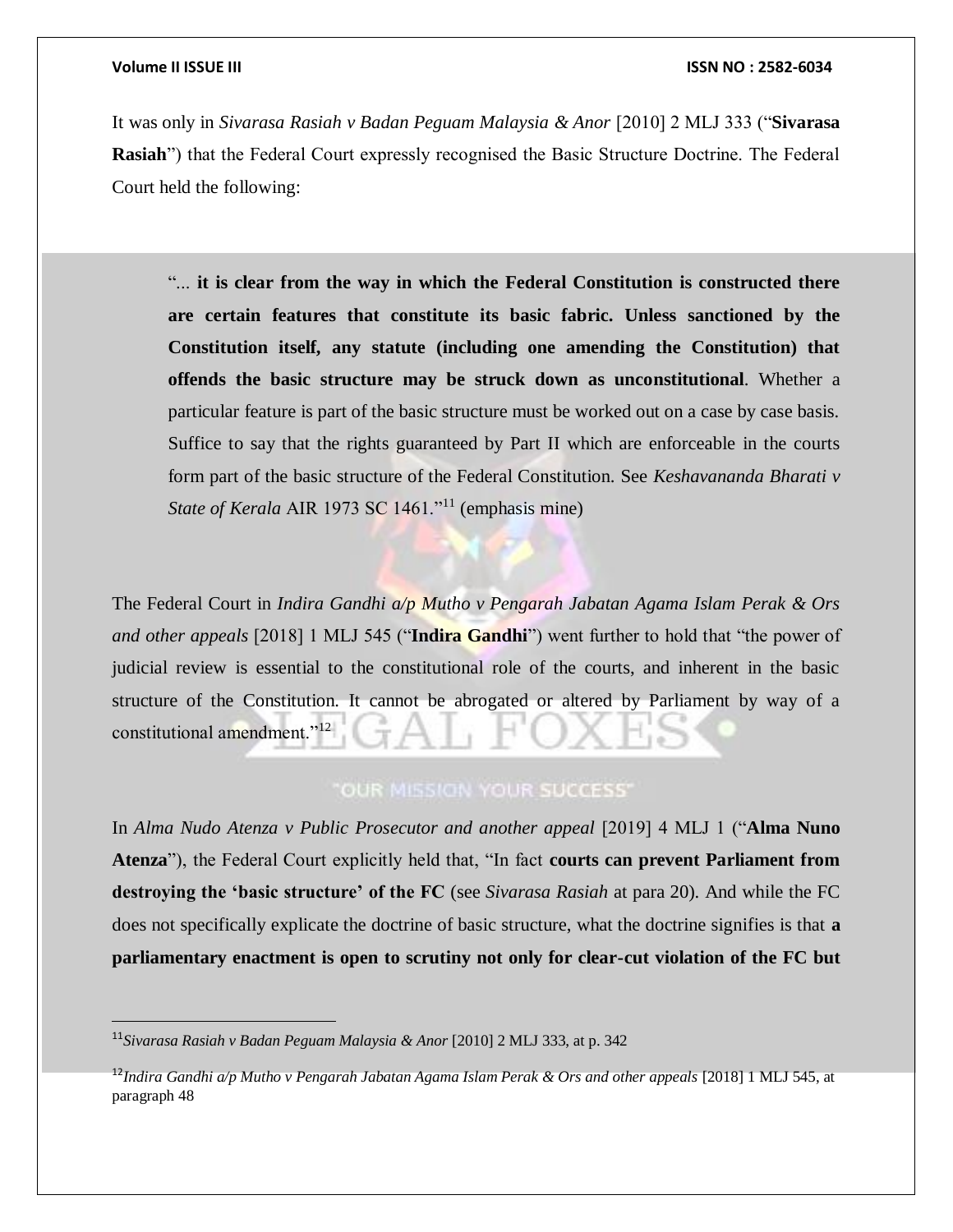It was only in *Sivarasa Rasiah v Badan Peguam Malaysia & Anor* [2010] 2 MLJ 333 ("**Sivarasa Rasiah**") that the Federal Court expressly recognised the Basic Structure Doctrine. The Federal Court held the following:

> "... **it is clear from the way in which the Federal Constitution is constructed there are certain features that constitute its basic fabric. Unless sanctioned by the Constitution itself, any statute (including one amending the Constitution) that offends the basic structure may be struck down as unconstitutional**. Whether a particular feature is part of the basic structure must be worked out on a case by case basis. Suffice to say that the rights guaranteed by Part II which are enforceable in the courts form part of the basic structure of the Federal Constitution. See *Keshavananda Bharati v State of Kerala* AIR 1973 SC 1461."[11] (emphasis mine)

The Federal Court in *Indira Gandhi a/p Mutho v Pengarah Jabatan Agama Islam Perak & Ors and other appeals* [2018] 1 MLJ 545 ("**Indira Gandhi**") went further to hold that "the power of judicial review is essential to the constitutional role of the courts, and inherent in the basic structure of the Constitution. It cannot be abrogated or altered by Parliament by way of a constitutional amendment."[12]

In *Alma Nudo Atenza v Public Prosecutor and another appeal* [2019] 4 MLJ 1 ("**Alma Nuno Atenza**"), the Federal Court explicitly held that, "In fact **courts can prevent Parliament from destroying the 'basic structure' of the FC** (see *Sivarasa Rasiah* at para 20). And while the FC does not specifically explicate the doctrine of basic structure, what the doctrine signifies is that **a parliamentary enactment is open to scrutiny not only for clear-cut violation of the FC but**

---

[11] *Sivarasa Rasiah v Badan Peguam Malaysia & Anor* [2010] 2 MLJ 333, at p. 342

[12] *Indira Gandhi a/p Mutho v Pengarah Jabatan Agama Islam Perak & Ors and other appeals* [2018] 1 MLJ 545, at paragraph 48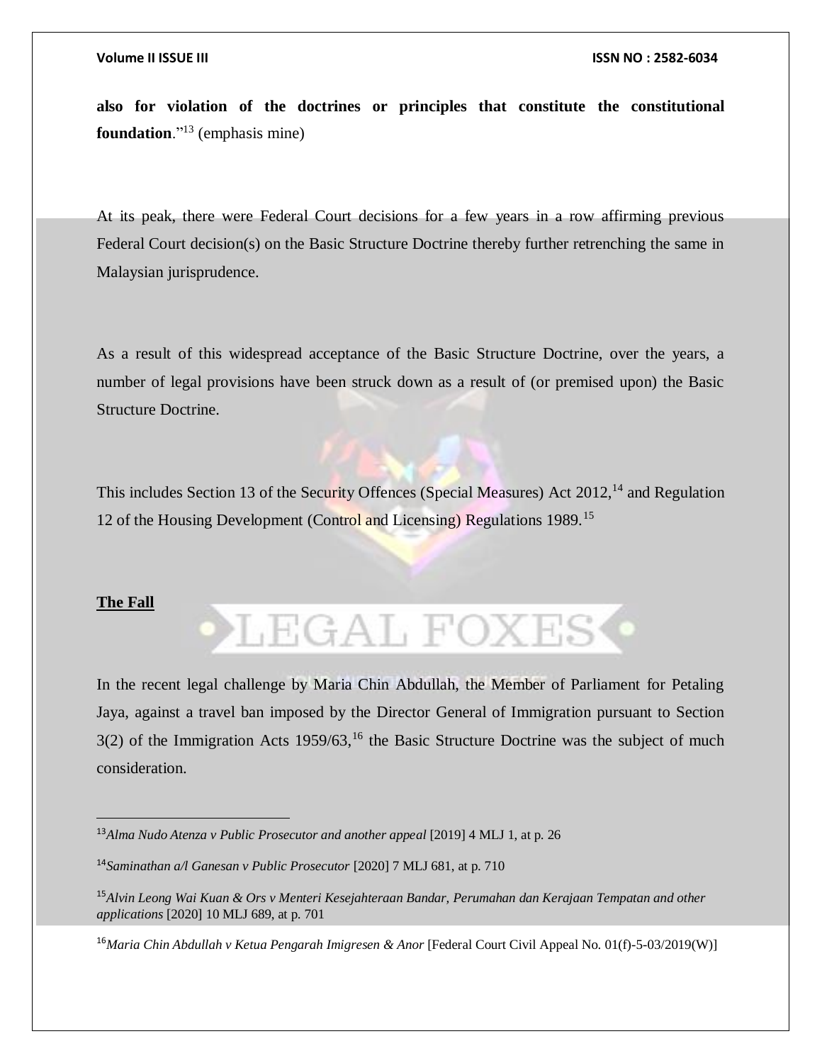**also for violation of the doctrines or principles that constitute the constitutional foundation**."[13] (emphasis mine)

At its peak, there were Federal Court decisions for a few years in a row affirming previous Federal Court decision(s) on the Basic Structure Doctrine thereby further retrenching the same in Malaysian jurisprudence.

As a result of this widespread acceptance of the Basic Structure Doctrine, over the years, a number of legal provisions have been struck down as a result of (or premised upon) the Basic Structure Doctrine.

This includes Section 13 of the Security Offences (Special Measures) Act 2012,[14] and Regulation 12 of the Housing Development (Control and Licensing) Regulations 1989.[15]

**The Fall**

In the recent legal challenge by Maria Chin Abdullah, the Member of Parliament for Petaling Jaya, against a travel ban imposed by the Director General of Immigration pursuant to Section 3(2) of the Immigration Acts 1959/63,[16] the Basic Structure Doctrine was the subject of much consideration.

---

[13] *Alma Nudo Atenza v Public Prosecutor and another appeal* [2019] 4 MLJ 1, at p. 26

[14] *Saminathan a/l Ganesan v Public Prosecutor* [2020] 7 MLJ 681, at p. 710

[15] *Alvin Leong Wai Kuan & Ors v Menteri Kesejahteraan Bandar, Perumahan dan Kerajaan Tempatan and other applications* [2020] 10 MLJ 689, at p. 701

[16] *Maria Chin Abdullah v Ketua Pengarah Imigresen & Anor* [Federal Court Civil Appeal No. 01(f)-5-03/2019(W)]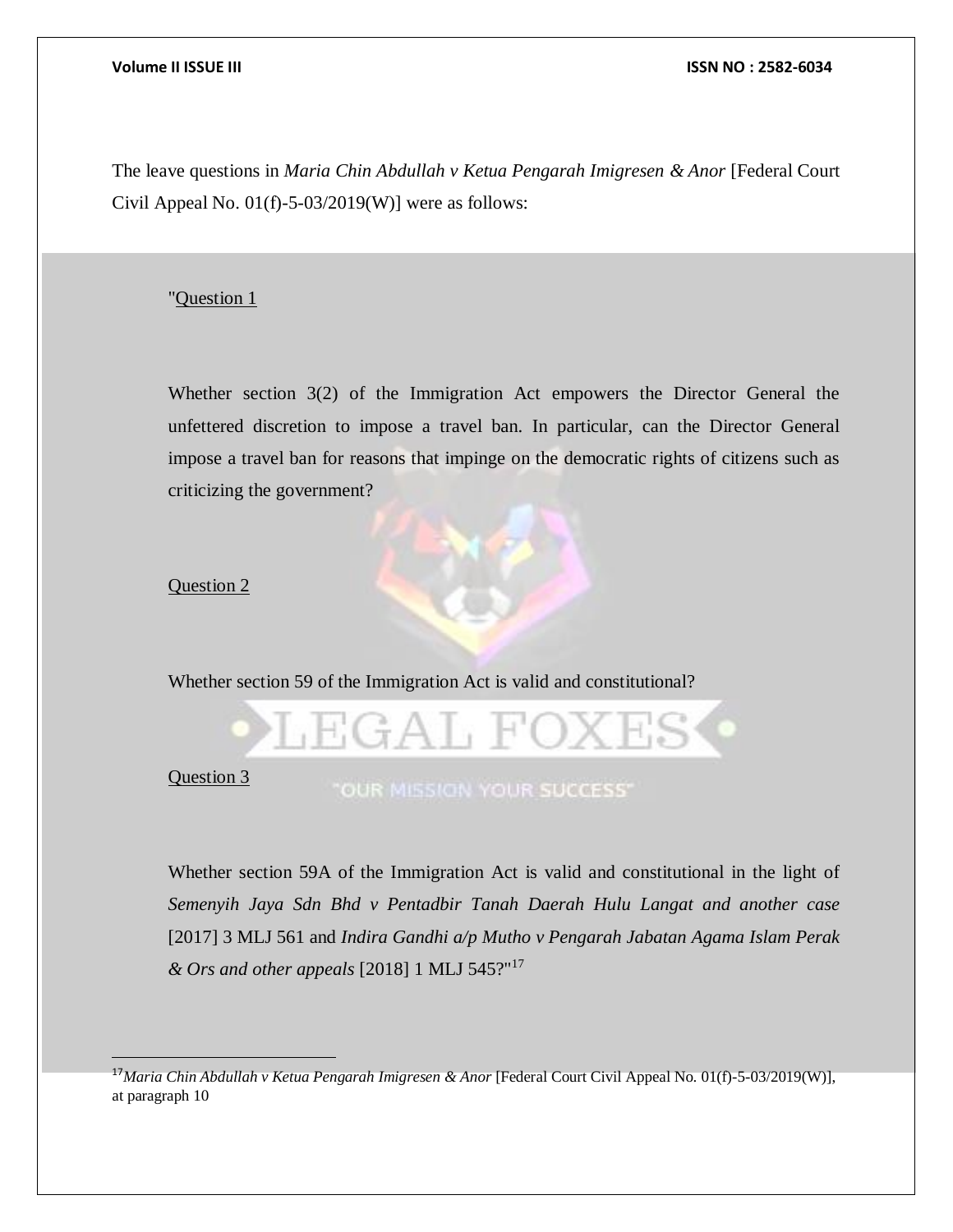The leave questions in *Maria Chin Abdullah v Ketua Pengarah Imigresen & Anor* [Federal Court Civil Appeal No. 01(f)-5-03/2019(W)] were as follows:

> "Question 1
>
> Whether section 3(2) of the Immigration Act empowers the Director General the unfettered discretion to impose a travel ban. In particular, can the Director General impose a travel ban for reasons that impinge on the democratic rights of citizens such as criticizing the government?
>
> Question 2
>
> Whether section 59 of the Immigration Act is valid and constitutional?
>
> Question 3
>
> Whether section 59A of the Immigration Act is valid and constitutional in the light of *Semenyih Jaya Sdn Bhd v Pentadbir Tanah Daerah Hulu Langat and another case* [2017] 3 MLJ 561 and *Indira Gandhi a/p Mutho v Pengarah Jabatan Agama Islam Perak & Ors and other appeals* [2018] 1 MLJ 545?"[17]

---

[17] *Maria Chin Abdullah v Ketua Pengarah Imigresen & Anor* [Federal Court Civil Appeal No. 01(f)-5-03/2019(W)], at paragraph 10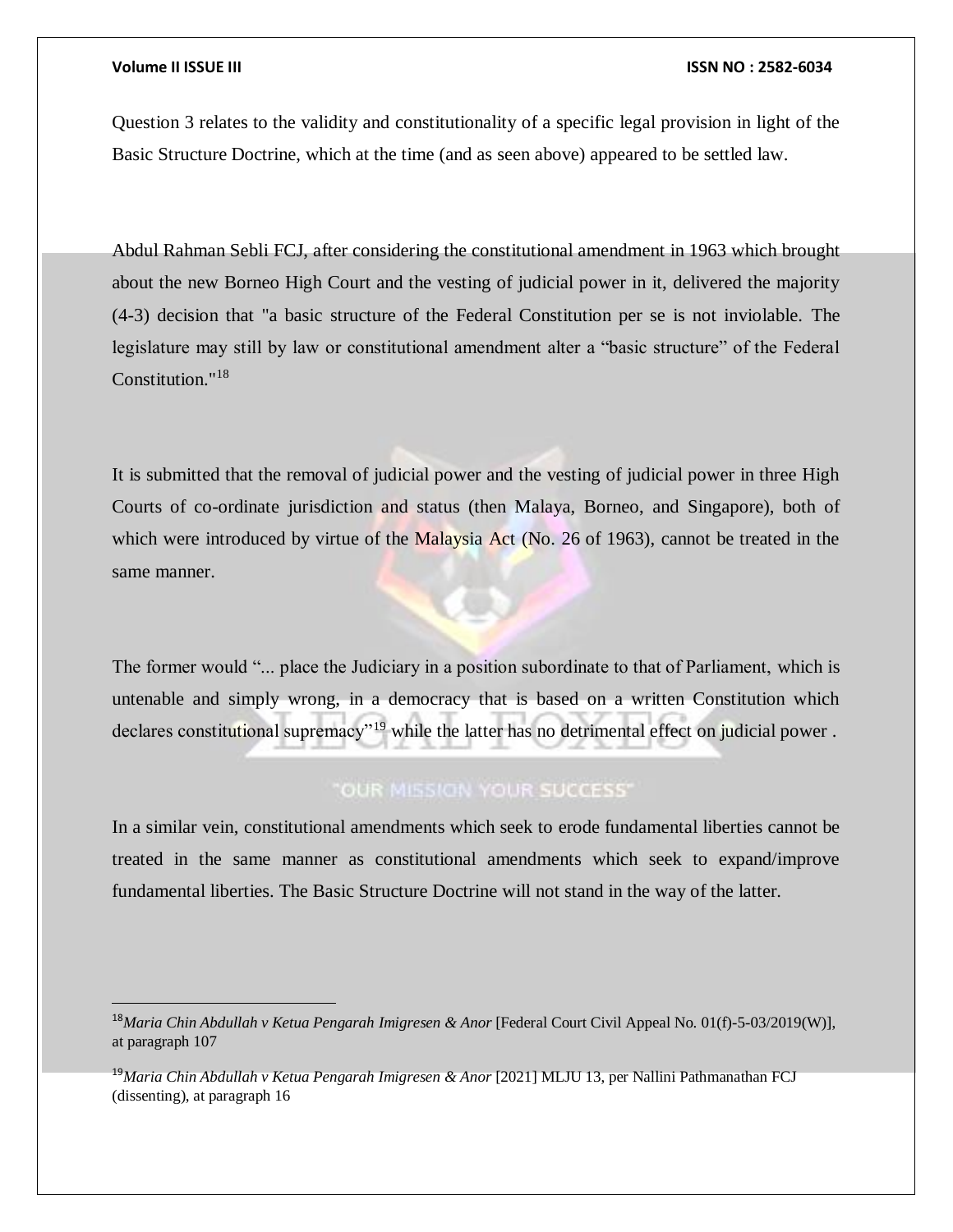Question 3 relates to the validity and constitutionality of a specific legal provision in light of the Basic Structure Doctrine, which at the time (and as seen above) appeared to be settled law.

Abdul Rahman Sebli FCJ, after considering the constitutional amendment in 1963 which brought about the new Borneo High Court and the vesting of judicial power in it, delivered the majority (4-3) decision that "a basic structure of the Federal Constitution per se is not inviolable. The legislature may still by law or constitutional amendment alter a "basic structure" of the Federal Constitution."[18]

It is submitted that the removal of judicial power and the vesting of judicial power in three High Courts of co-ordinate jurisdiction and status (then Malaya, Borneo, and Singapore), both of which were introduced by virtue of the Malaysia Act (No. 26 of 1963), cannot be treated in the same manner.

The former would "... place the Judiciary in a position subordinate to that of Parliament, which is untenable and simply wrong, in a democracy that is based on a written Constitution which declares constitutional supremacy"[19] while the latter has no detrimental effect on judicial power .

In a similar vein, constitutional amendments which seek to erode fundamental liberties cannot be treated in the same manner as constitutional amendments which seek to expand/improve fundamental liberties. The Basic Structure Doctrine will not stand in the way of the latter.

---

[18] *Maria Chin Abdullah v Ketua Pengarah Imigresen & Anor* [Federal Court Civil Appeal No. 01(f)-5-03/2019(W)], at paragraph 107

[19] *Maria Chin Abdullah v Ketua Pengarah Imigresen & Anor* [2021] MLJU 13, per Nallini Pathmanathan FCJ (dissenting), at paragraph 16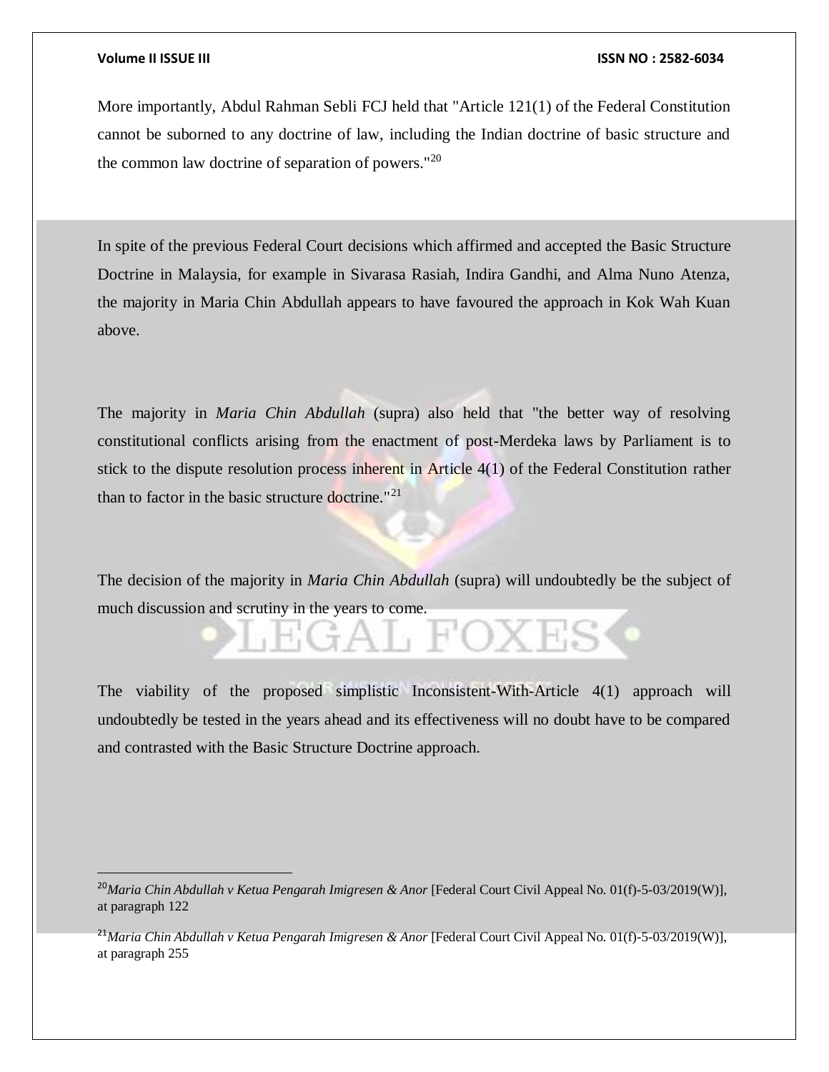More importantly, Abdul Rahman Sebli FCJ held that "Article 121(1) of the Federal Constitution cannot be suborned to any doctrine of law, including the Indian doctrine of basic structure and the common law doctrine of separation of powers."[20]

In spite of the previous Federal Court decisions which affirmed and accepted the Basic Structure Doctrine in Malaysia, for example in Sivarasa Rasiah, Indira Gandhi, and Alma Nuno Atenza, the majority in Maria Chin Abdullah appears to have favoured the approach in Kok Wah Kuan above.

The majority in *Maria Chin Abdullah* (supra) also held that "the better way of resolving constitutional conflicts arising from the enactment of post-Merdeka laws by Parliament is to stick to the dispute resolution process inherent in Article 4(1) of the Federal Constitution rather than to factor in the basic structure doctrine."[21]

The decision of the majority in *Maria Chin Abdullah* (supra) will undoubtedly be the subject of much discussion and scrutiny in the years to come.

The viability of the proposed simplistic Inconsistent-With-Article 4(1) approach will undoubtedly be tested in the years ahead and its effectiveness will no doubt have to be compared and contrasted with the Basic Structure Doctrine approach.

---

[20] *Maria Chin Abdullah v Ketua Pengarah Imigresen & Anor* [Federal Court Civil Appeal No. 01(f)-5-03/2019(W)], at paragraph 122

[21] *Maria Chin Abdullah v Ketua Pengarah Imigresen & Anor* [Federal Court Civil Appeal No. 01(f)-5-03/2019(W)], at paragraph 255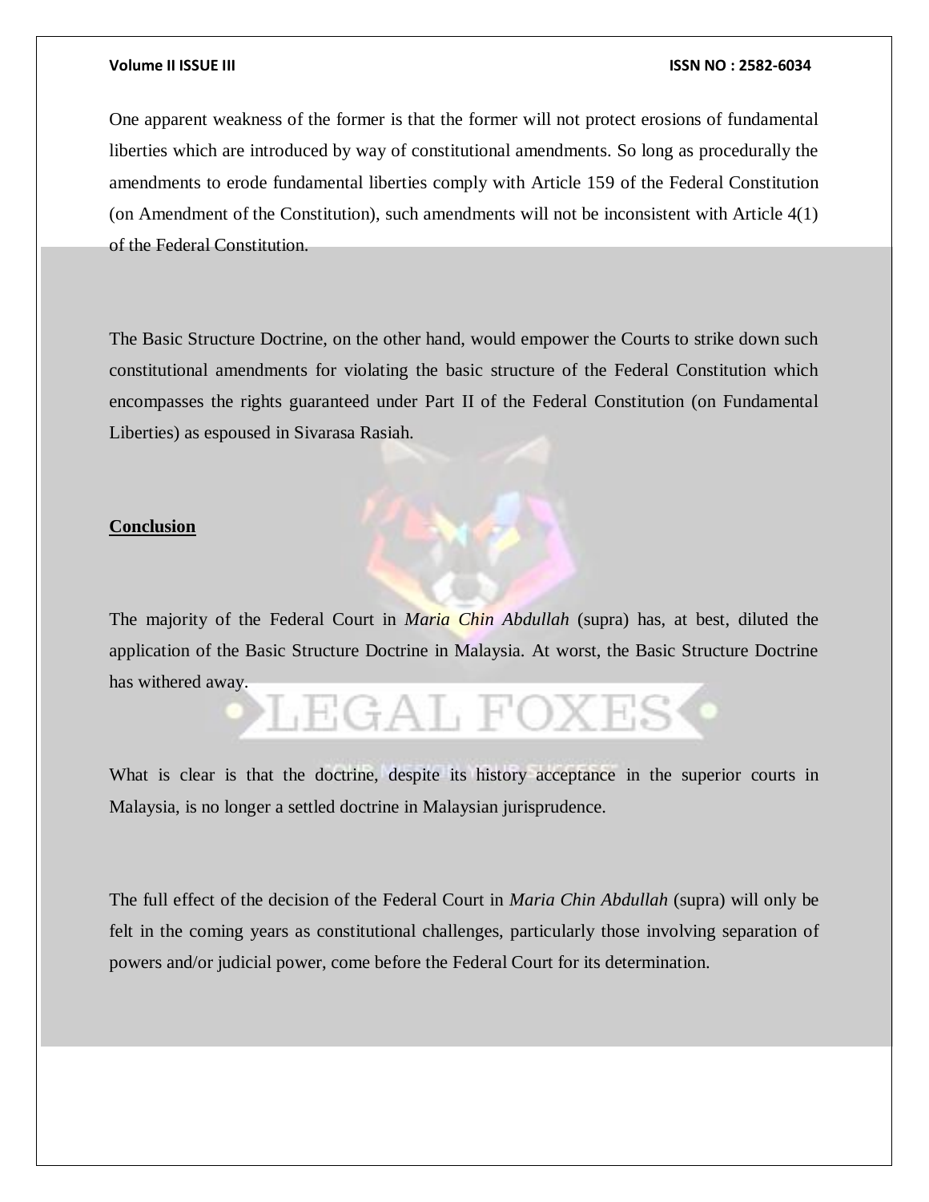One apparent weakness of the former is that the former will not protect erosions of fundamental liberties which are introduced by way of constitutional amendments. So long as procedurally the amendments to erode fundamental liberties comply with Article 159 of the Federal Constitution (on Amendment of the Constitution), such amendments will not be inconsistent with Article 4(1) of the Federal Constitution.

The Basic Structure Doctrine, on the other hand, would empower the Courts to strike down such constitutional amendments for violating the basic structure of the Federal Constitution which encompasses the rights guaranteed under Part II of the Federal Constitution (on Fundamental Liberties) as espoused in Sivarasa Rasiah.

## Conclusion

The majority of the Federal Court in *Maria Chin Abdullah* (supra) has, at best, diluted the application of the Basic Structure Doctrine in Malaysia. At worst, the Basic Structure Doctrine has withered away.

What is clear is that the doctrine, despite its history acceptance in the superior courts in Malaysia, is no longer a settled doctrine in Malaysian jurisprudence.

The full effect of the decision of the Federal Court in *Maria Chin Abdullah* (supra) will only be felt in the coming years as constitutional challenges, particularly those involving separation of powers and/or judicial power, come before the Federal Court for its determination.